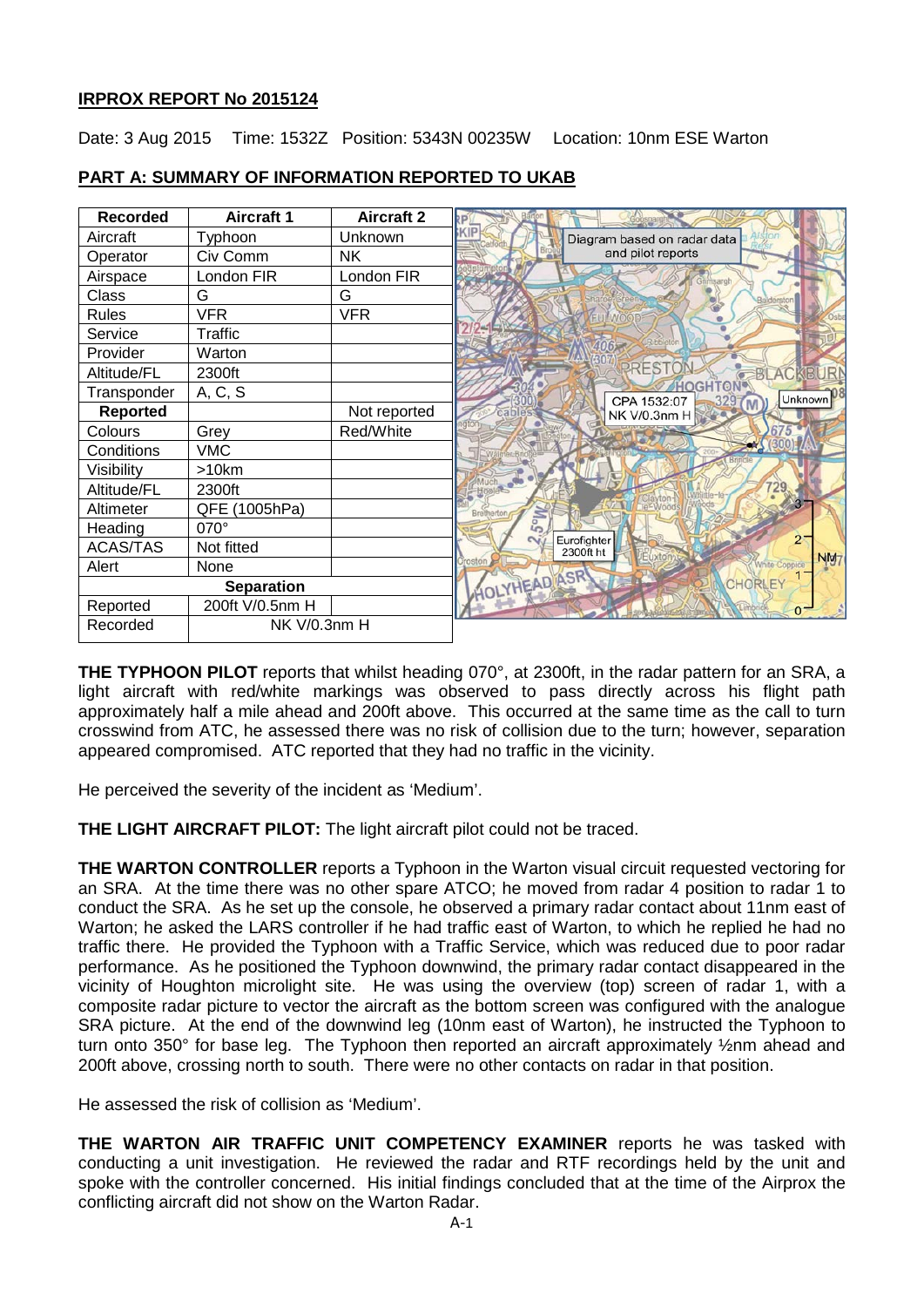**IRPROX REPORT No 2015124**

Date: 3 Aug 2015 Time: 1532Z Position: 5343N 00235W Location: 10nm ESE Warton

**PART A: SUMMARY OF INFORMATION REPORTED TO UKAB**

| Recorded | Aircraft 1 | Aircraft 2 |
|---|---|---|
| Aircraft | Typhoon | Unknown |
| Operator | Civ Comm | NK |
| Airspace | London FIR | London FIR |
| Class | G | G |
| Rules | VFR | VFR |
| Service | Traffic | |
| Provider | Warton | |
| Altitude/FL | 2300ft | |
| Transponder | A, C, S | |
| **Reported** | | Not reported |
| Colours | Grey | Red/White |
| Conditions | VMC | |
| Visibility | >10km | |
| Altitude/FL | 2300ft | |
| Altimeter | QFE (1005hPa) | |
| Heading | 070° | |
| ACAS/TAS | Not fitted | |
| Alert | None | |
| **Separation** | | |
| Reported | 200ft V/0.5nm H | |
| Recorded | NK V/0.3nm H | |

Diagram based on radar data and pilot reports

CPA 1532:07 NK V/0.3nm H

Unknown

Eurofighter 2300ft ht

**THE TYPHOON PILOT** reports that whilst heading 070°, at 2300ft, in the radar pattern for an SRA, a light aircraft with red/white markings was observed to pass directly across his flight path approximately half a mile ahead and 200ft above. This occurred at the same time as the call to turn crosswind from ATC, he assessed there was no risk of collision due to the turn; however, separation appeared compromised. ATC reported that they had no traffic in the vicinity.

He perceived the severity of the incident as 'Medium'.

**THE LIGHT AIRCRAFT PILOT:** The light aircraft pilot could not be traced.

**THE WARTON CONTROLLER** reports a Typhoon in the Warton visual circuit requested vectoring for an SRA. At the time there was no other spare ATCO; he moved from radar 4 position to radar 1 to conduct the SRA. As he set up the console, he observed a primary radar contact about 11nm east of Warton; he asked the LARS controller if he had traffic east of Warton, to which he replied he had no traffic there. He provided the Typhoon with a Traffic Service, which was reduced due to poor radar performance. As he positioned the Typhoon downwind, the primary radar contact disappeared in the vicinity of Houghton microlight site. He was using the overview (top) screen of radar 1, with a composite radar picture to vector the aircraft as the bottom screen was configured with the analogue SRA picture. At the end of the downwind leg (10nm east of Warton), he instructed the Typhoon to turn onto 350° for base leg. The Typhoon then reported an aircraft approximately ½nm ahead and 200ft above, crossing north to south. There were no other contacts on radar in that position.

He assessed the risk of collision as 'Medium'.

**THE WARTON AIR TRAFFIC UNIT COMPETENCY EXAMINER** reports he was tasked with conducting a unit investigation. He reviewed the radar and RTF recordings held by the unit and spoke with the controller concerned. His initial findings concluded that at the time of the Airprox the conflicting aircraft did not show on the Warton Radar.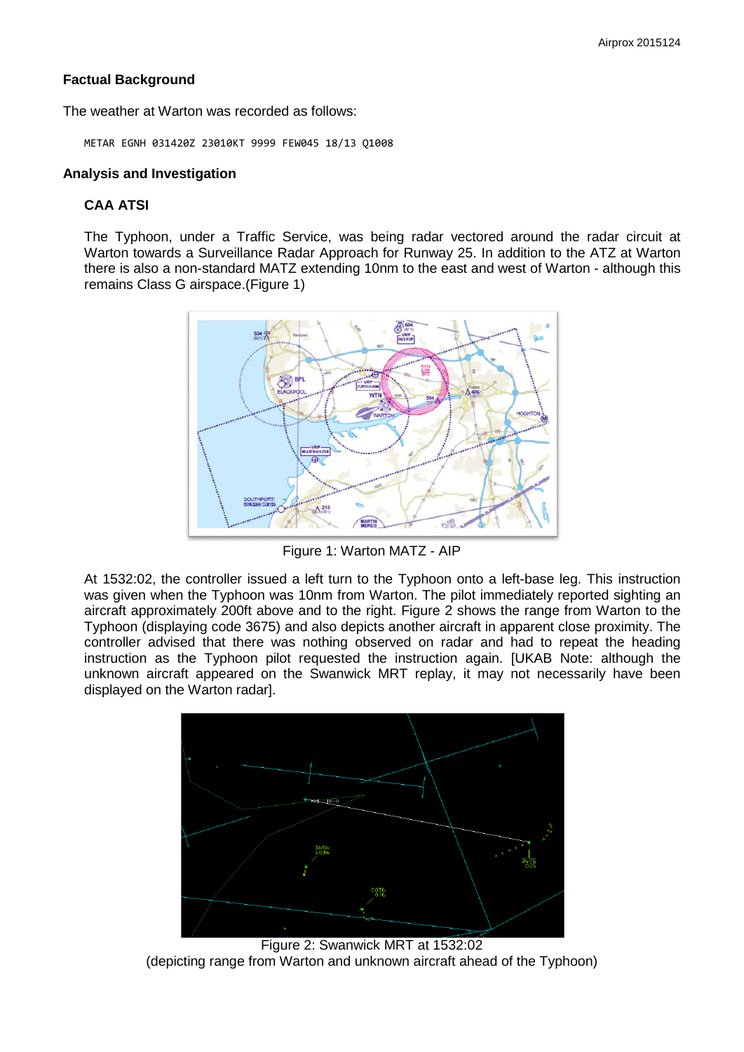## Factual Background

The weather at Warton was recorded as follows:

```
METAR EGNH 031420Z 23010KT 9999 FEW045 18/13 Q1008
```

## Analysis and Investigation

### CAA ATSI

The Typhoon, under a Traffic Service, was being radar vectored around the radar circuit at Warton towards a Surveillance Radar Approach for Runway 25. In addition to the ATZ at Warton there is also a non-standard MATZ extending 10nm to the east and west of Warton - although this remains Class G airspace.(Figure 1)

Figure 1: Warton MATZ - AIP

At 1532:02, the controller issued a left turn to the Typhoon onto a left-base leg. This instruction was given when the Typhoon was 10nm from Warton. The pilot immediately reported sighting an aircraft approximately 200ft above and to the right. Figure 2 shows the range from Warton to the Typhoon (displaying code 3675) and also depicts another aircraft in apparent close proximity. The controller advised that there was nothing observed on radar and had to repeat the heading instruction as the Typhoon pilot requested the instruction again. [UKAB Note: although the unknown aircraft appeared on the Swanwick MRT replay, it may not necessarily have been displayed on the Warton radar].

Figure 2: Swanwick MRT at 1532:02
(depicting range from Warton and unknown aircraft ahead of the Typhoon)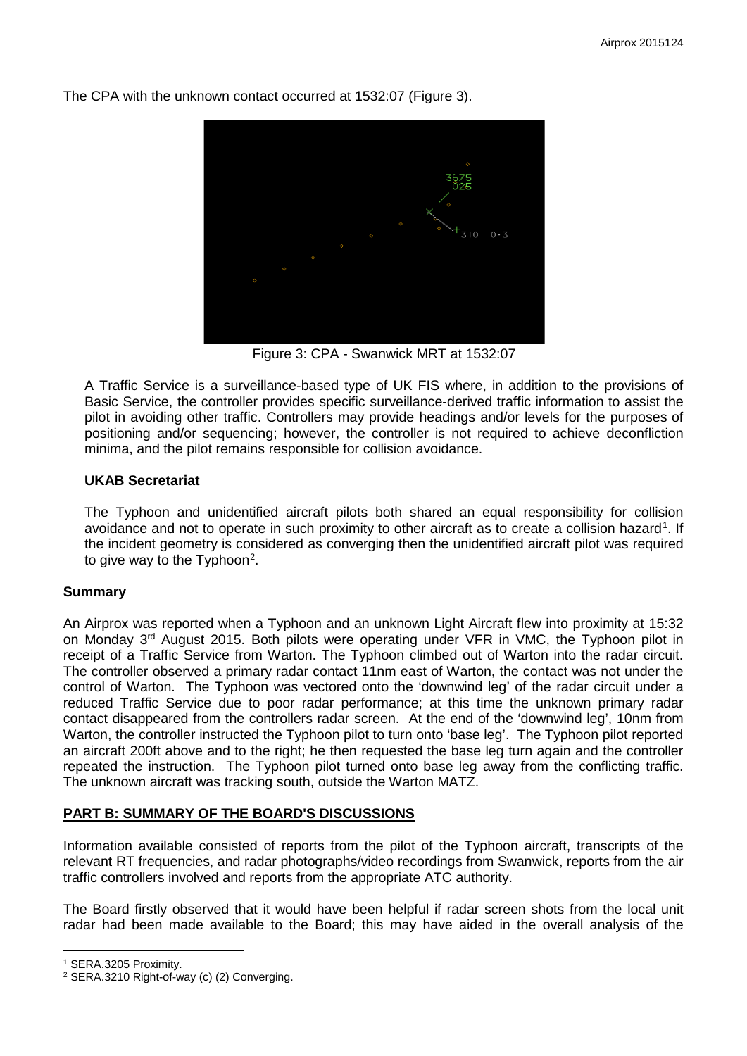The CPA with the unknown contact occurred at 1532:07 (Figure 3).

Figure 3: CPA - Swanwick MRT at 1532:07

A Traffic Service is a surveillance-based type of UK FIS where, in addition to the provisions of Basic Service, the controller provides specific surveillance-derived traffic information to assist the pilot in avoiding other traffic. Controllers may provide headings and/or levels for the purposes of positioning and/or sequencing; however, the controller is not required to achieve deconfliction minima, and the pilot remains responsible for collision avoidance.

### UKAB Secretariat

The Typhoon and unidentified aircraft pilots both shared an equal responsibility for collision avoidance and not to operate in such proximity to other aircraft as to create a collision hazard[1]. If the incident geometry is considered as converging then the unidentified aircraft pilot was required to give way to the Typhoon[2].

## Summary

An Airprox was reported when a Typhoon and an unknown Light Aircraft flew into proximity at 15:32 on Monday 3rd August 2015. Both pilots were operating under VFR in VMC, the Typhoon pilot in receipt of a Traffic Service from Warton. The Typhoon climbed out of Warton into the radar circuit. The controller observed a primary radar contact 11nm east of Warton, the contact was not under the control of Warton. The Typhoon was vectored onto the 'downwind leg' of the radar circuit under a reduced Traffic Service due to poor radar performance; at this time the unknown primary radar contact disappeared from the controllers radar screen. At the end of the 'downwind leg', 10nm from Warton, the controller instructed the Typhoon pilot to turn onto 'base leg'. The Typhoon pilot reported an aircraft 200ft above and to the right; he then requested the base leg turn again and the controller repeated the instruction. The Typhoon pilot turned onto base leg away from the conflicting traffic. The unknown aircraft was tracking south, outside the Warton MATZ.

## PART B: SUMMARY OF THE BOARD'S DISCUSSIONS

Information available consisted of reports from the pilot of the Typhoon aircraft, transcripts of the relevant RT frequencies, and radar photographs/video recordings from Swanwick, reports from the air traffic controllers involved and reports from the appropriate ATC authority.

The Board firstly observed that it would have been helpful if radar screen shots from the local unit radar had been made available to the Board; this may have aided in the overall analysis of the

---

[1] SERA.3205 Proximity.

[2] SERA.3210 Right-of-way (c) (2) Converging.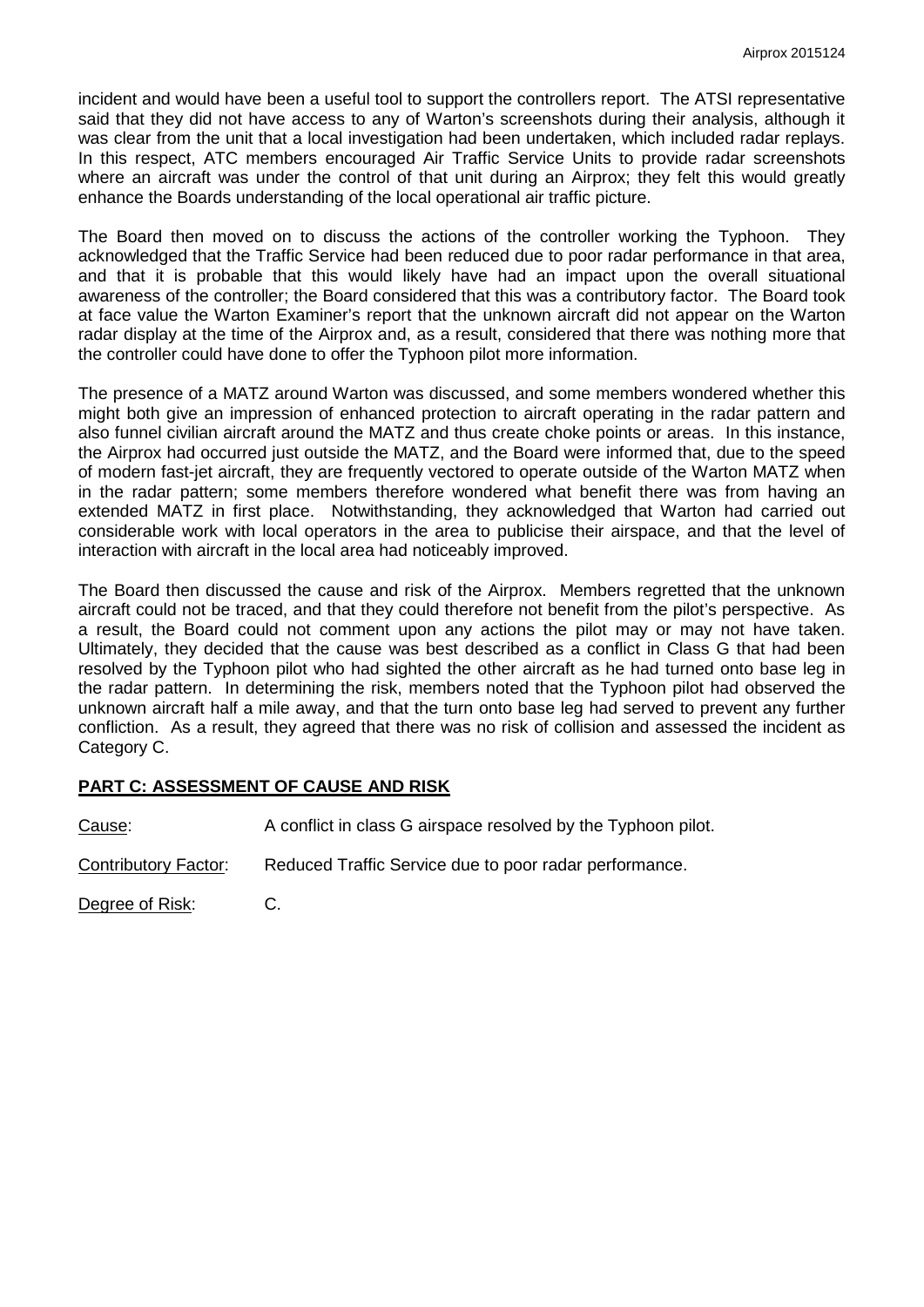incident and would have been a useful tool to support the controllers report. The ATSI representative said that they did not have access to any of Warton's screenshots during their analysis, although it was clear from the unit that a local investigation had been undertaken, which included radar replays. In this respect, ATC members encouraged Air Traffic Service Units to provide radar screenshots where an aircraft was under the control of that unit during an Airprox; they felt this would greatly enhance the Boards understanding of the local operational air traffic picture.

The Board then moved on to discuss the actions of the controller working the Typhoon. They acknowledged that the Traffic Service had been reduced due to poor radar performance in that area, and that it is probable that this would likely have had an impact upon the overall situational awareness of the controller; the Board considered that this was a contributory factor. The Board took at face value the Warton Examiner's report that the unknown aircraft did not appear on the Warton radar display at the time of the Airprox and, as a result, considered that there was nothing more that the controller could have done to offer the Typhoon pilot more information.

The presence of a MATZ around Warton was discussed, and some members wondered whether this might both give an impression of enhanced protection to aircraft operating in the radar pattern and also funnel civilian aircraft around the MATZ and thus create choke points or areas. In this instance, the Airprox had occurred just outside the MATZ, and the Board were informed that, due to the speed of modern fast-jet aircraft, they are frequently vectored to operate outside of the Warton MATZ when in the radar pattern; some members therefore wondered what benefit there was from having an extended MATZ in first place. Notwithstanding, they acknowledged that Warton had carried out considerable work with local operators in the area to publicise their airspace, and that the level of interaction with aircraft in the local area had noticeably improved.

The Board then discussed the cause and risk of the Airprox. Members regretted that the unknown aircraft could not be traced, and that they could therefore not benefit from the pilot's perspective. As a result, the Board could not comment upon any actions the pilot may or may not have taken. Ultimately, they decided that the cause was best described as a conflict in Class G that had been resolved by the Typhoon pilot who had sighted the other aircraft as he had turned onto base leg in the radar pattern. In determining the risk, members noted that the Typhoon pilot had observed the unknown aircraft half a mile away, and that the turn onto base leg had served to prevent any further confliction. As a result, they agreed that there was no risk of collision and assessed the incident as Category C.

## PART C: ASSESSMENT OF CAUSE AND RISK

Cause: A conflict in class G airspace resolved by the Typhoon pilot.

Contributory Factor: Reduced Traffic Service due to poor radar performance.

Degree of Risk: C.